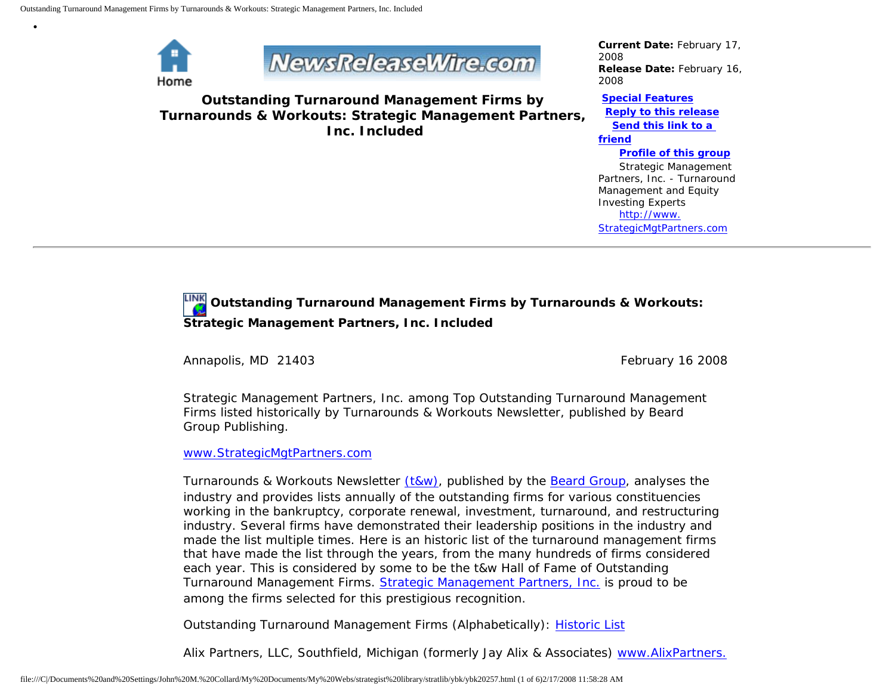•

Home

# Outstanding Turnaround Management Firms by Turnarounds & Workouts: Strategic Management Partners, Inc. Included

**Current Date:** February 17, 2008
**Release Date:** February 16, 2008

**Special Features**
**Reply to this release**
**Send this link to a friend**
**Profile of this group**
Strategic Management Partners, Inc. - Turnaround Management and Equity Investing Experts
http://www.StrategicMgtPartners.com

---

## Outstanding Turnaround Management Firms by Turnarounds & Workouts: Strategic Management Partners, Inc. Included

Annapolis, MD 21403 February 16 2008

Strategic Management Partners, Inc. among Top Outstanding Turnaround Management Firms listed historically by Turnarounds & Workouts Newsletter, published by Beard Group Publishing.

www.StrategicMgtPartners.com

Turnarounds & Workouts Newsletter (t&w), published by the Beard Group, analyses the industry and provides lists annually of the outstanding firms for various constituencies working in the bankruptcy, corporate renewal, investment, turnaround, and restructuring industry. Several firms have demonstrated their leadership positions in the industry and made the list multiple times. Here is an historic list of the turnaround management firms that have made the list through the years, from the many hundreds of firms considered each year. This is considered by some to be the t&w Hall of Fame of Outstanding Turnaround Management Firms. Strategic Management Partners, Inc. is proud to be among the firms selected for this prestigious recognition.

Outstanding Turnaround Management Firms (Alphabetically): Historic List

Alix Partners, LLC, Southfield, Michigan (formerly Jay Alix & Associates) www.AlixPartners.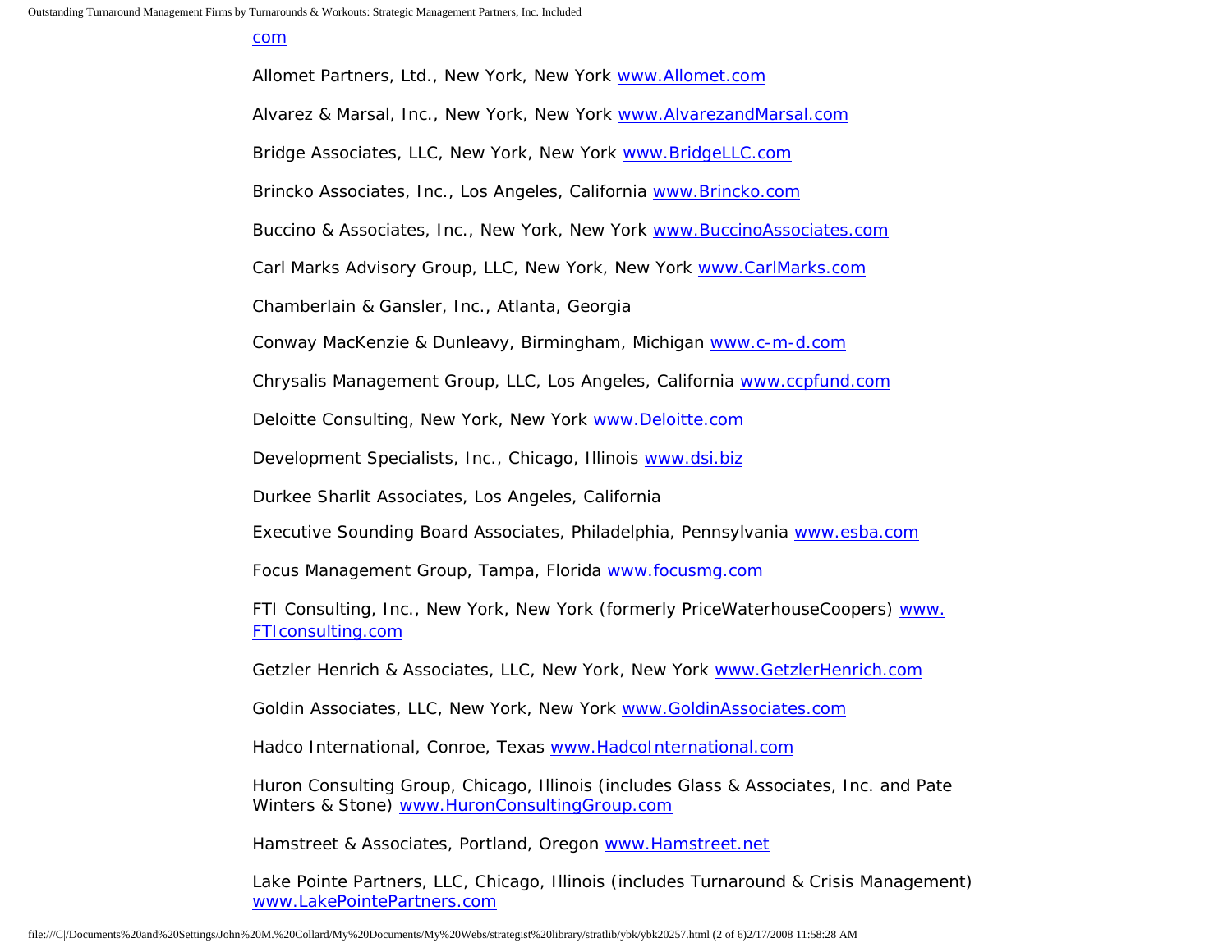com

Allomet Partners, Ltd., New York, New York www.Allomet.com

Alvarez & Marsal, Inc., New York, New York www.AlvarezandMarsal.com

Bridge Associates, LLC, New York, New York www.BridgeLLC.com

Brincko Associates, Inc., Los Angeles, California www.Brincko.com

Buccino & Associates, Inc., New York, New York www.BuccinoAssociates.com

Carl Marks Advisory Group, LLC, New York, New York www.CarlMarks.com

Chamberlain & Gansler, Inc., Atlanta, Georgia

Conway MacKenzie & Dunleavy, Birmingham, Michigan www.c-m-d.com

Chrysalis Management Group, LLC, Los Angeles, California www.ccpfund.com

Deloitte Consulting, New York, New York www.Deloitte.com

Development Specialists, Inc., Chicago, Illinois www.dsi.biz

Durkee Sharlit Associates, Los Angeles, California

Executive Sounding Board Associates, Philadelphia, Pennsylvania www.esba.com

Focus Management Group, Tampa, Florida www.focusmg.com

FTI Consulting, Inc., New York, New York (formerly PriceWaterhouseCoopers) www.FTIconsulting.com

Getzler Henrich & Associates, LLC, New York, New York www.GetzlerHenrich.com

Goldin Associates, LLC, New York, New York www.GoldinAssociates.com

Hadco International, Conroe, Texas www.HadcoInternational.com

Huron Consulting Group, Chicago, Illinois (includes Glass & Associates, Inc. and Pate Winters & Stone) www.HuronConsultingGroup.com

Hamstreet & Associates, Portland, Oregon www.Hamstreet.net

Lake Pointe Partners, LLC, Chicago, Illinois (includes Turnaround & Crisis Management) www.LakePointePartners.com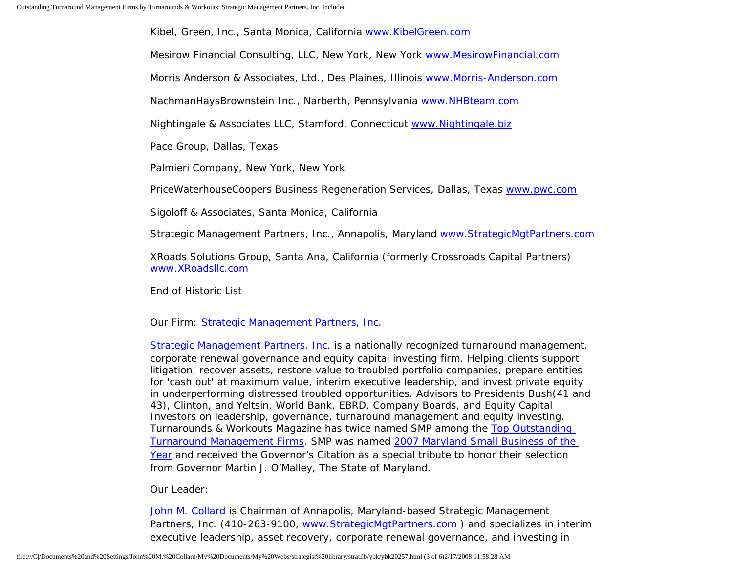Kibel, Green, Inc., Santa Monica, California [www.KibelGreen.com](http://www.KibelGreen.com)

Mesirow Financial Consulting, LLC, New York, New York [www.MesirowFinancial.com](http://www.MesirowFinancial.com)

Morris Anderson & Associates, Ltd., Des Plaines, Illinois [www.Morris-Anderson.com](http://www.Morris-Anderson.com)

NachmanHaysBrownstein Inc., Narberth, Pennsylvania [www.NHBteam.com](http://www.NHBteam.com)

Nightingale & Associates LLC, Stamford, Connecticut [www.Nightingale.biz](http://www.Nightingale.biz)

Pace Group, Dallas, Texas

Palmieri Company, New York, New York

PriceWaterhouseCoopers Business Regeneration Services, Dallas, Texas [www.pwc.com](http://www.pwc.com)

Sigoloff & Associates, Santa Monica, California

Strategic Management Partners, Inc., Annapolis, Maryland [www.StrategicMgtPartners.com](http://www.StrategicMgtPartners.com)

XRoads Solutions Group, Santa Ana, California (formerly Crossroads Capital Partners) [www.XRoadsllc.com](http://www.XRoadsllc.com)

End of Historic List

Our Firm: [Strategic Management Partners, Inc.](http://www.StrategicMgtPartners.com)

[Strategic Management Partners, Inc.](http://www.StrategicMgtPartners.com) is a nationally recognized turnaround management, corporate renewal governance and equity capital investing firm. Helping clients support litigation, recover assets, restore value to troubled portfolio companies, prepare entities for 'cash out' at maximum value, interim executive leadership, and invest private equity in underperforming distressed troubled opportunities. Advisors to Presidents Bush(41 and 43), Clinton, and Yeltsin, World Bank, EBRD, Company Boards, and Equity Capital Investors on leadership, governance, turnaround management and equity investing. Turnarounds & Workouts Magazine has twice named SMP among the Top Outstanding Turnaround Management Firms. SMP was named 2007 Maryland Small Business of the Year and received the Governor's Citation as a special tribute to honor their selection from Governor Martin J. O'Malley, The State of Maryland.

Our Leader:

John M. Collard is Chairman of Annapolis, Maryland-based Strategic Management Partners, Inc. (410-263-9100, [www.StrategicMgtPartners.com](http://www.StrategicMgtPartners.com) ) and specializes in interim executive leadership, asset recovery, corporate renewal governance, and investing in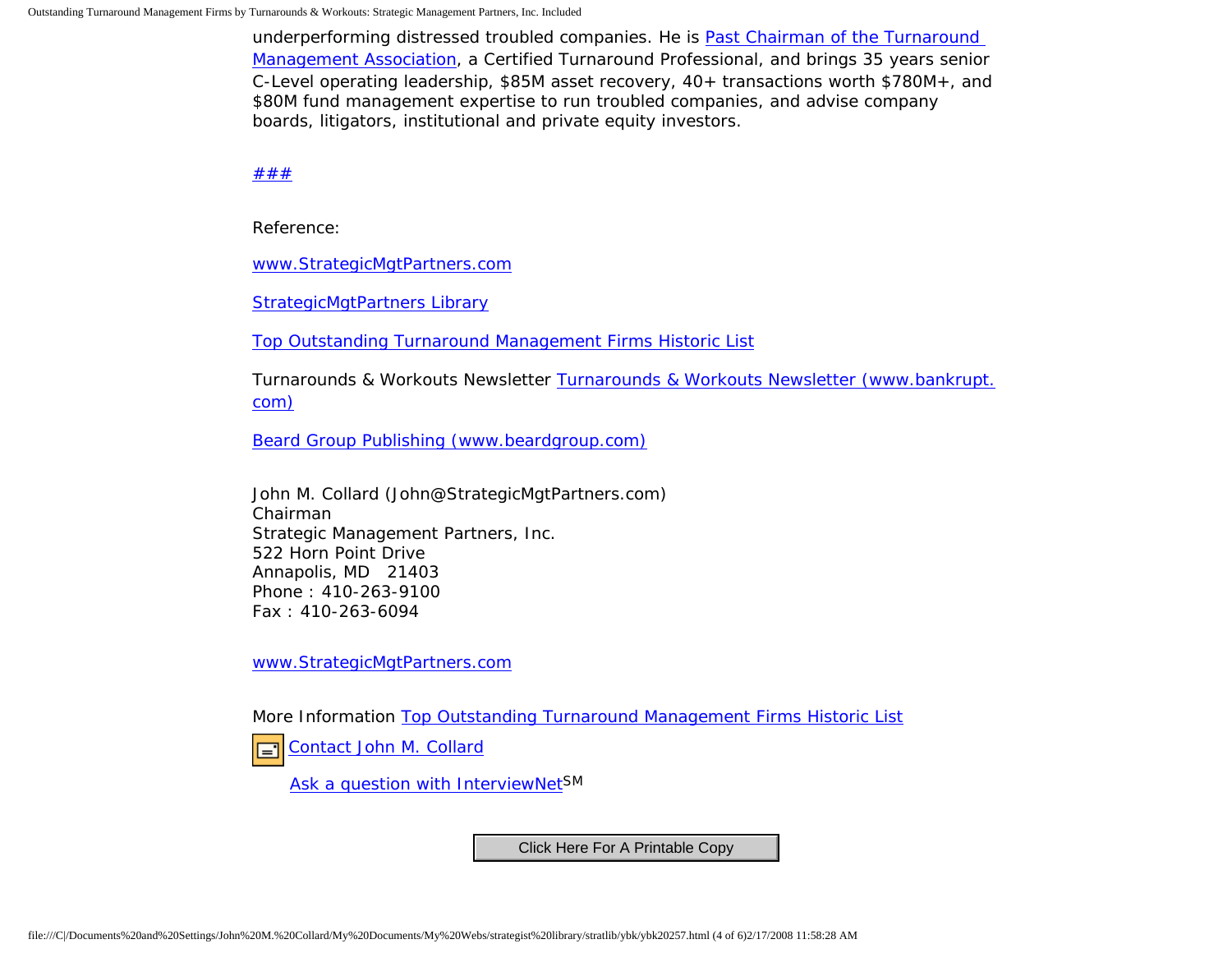underperforming distressed troubled companies. He is Past Chairman of the Turnaround Management Association, a Certified Turnaround Professional, and brings 35 years senior C-Level operating leadership, $85M asset recovery, 40+ transactions worth $780M+, and $80M fund management expertise to run troubled companies, and advise company boards, litigators, institutional and private equity investors.

###

Reference:

www.StrategicMgtPartners.com

StrategicMgtPartners Library

Top Outstanding Turnaround Management Firms Historic List

Turnarounds & Workouts Newsletter Turnarounds & Workouts Newsletter (www.bankrupt.com)

Beard Group Publishing (www.beardgroup.com)

John M. Collard (John@StrategicMgtPartners.com)  
Chairman  
Strategic Management Partners, Inc.  
522 Horn Point Drive  
Annapolis, MD 21403  
Phone : 410-263-9100  
Fax : 410-263-6094

www.StrategicMgtPartners.com

More Information Top Outstanding Turnaround Management Firms Historic List

Contact John M. Collard

Ask a question with InterviewNet[SM]

Click Here For A Printable Copy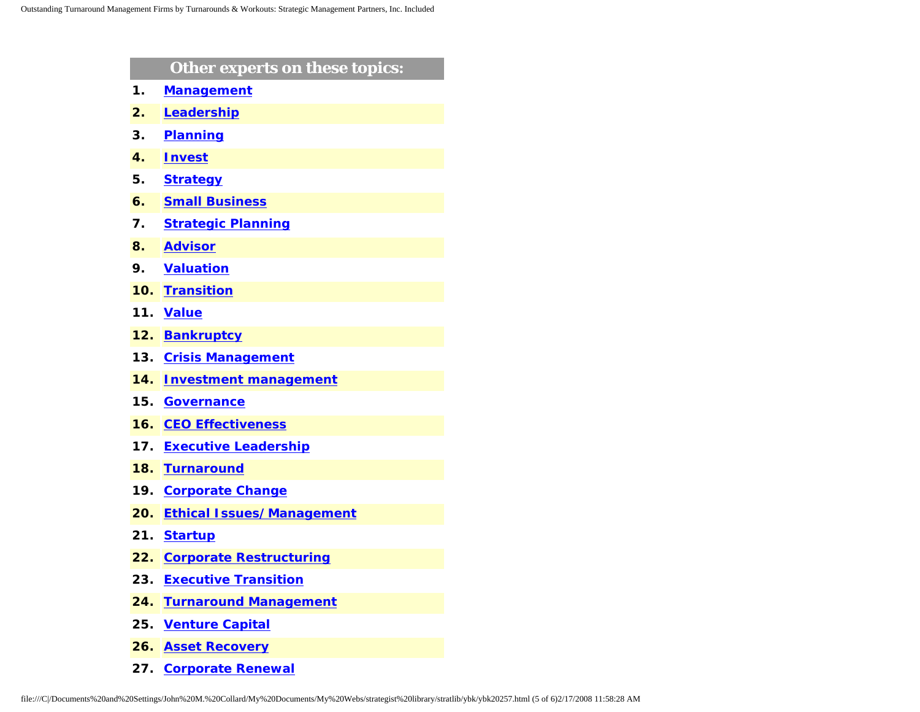## Other experts on these topics:

1. Management
2. Leadership
3. Planning
4. Invest
5. Strategy
6. Small Business
7. Strategic Planning
8. Advisor
9. Valuation
10. Transition
11. Value
12. Bankruptcy
13. Crisis Management
14. Investment management
15. Governance
16. CEO Effectiveness
17. Executive Leadership
18. Turnaround
19. Corporate Change
20. Ethical Issues/ Management
21. Startup
22. Corporate Restructuring
23. Executive Transition
24. Turnaround Management
25. Venture Capital
26. Asset Recovery
27. Corporate Renewal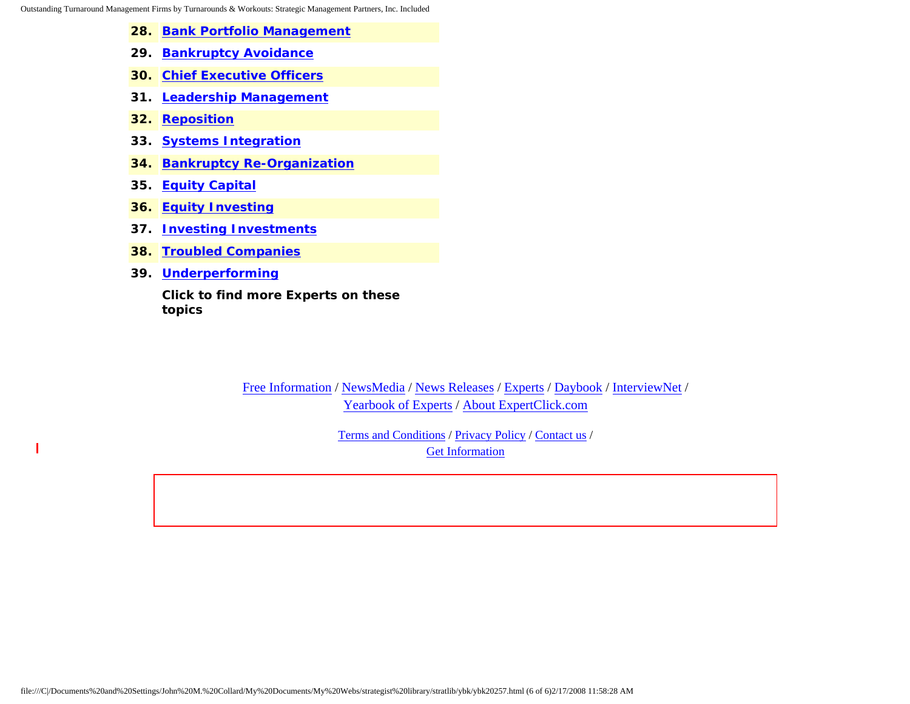28. **Bank Portfolio Management**
29. **Bankruptcy Avoidance**
30. **Chief Executive Officers**
31. **Leadership Management**
32. **Reposition**
33. **Systems Integration**
34. **Bankruptcy Re-Organization**
35. **Equity Capital**
36. **Equity Investing**
37. **Investing Investments**
38. **Troubled Companies**
39. **Underperforming**

**Click to find more Experts on these topics**

Free Information / NewsMedia / News Releases / Experts / Daybook / InterviewNet / Yearbook of Experts / About ExpertClick.com

Terms and Conditions / Privacy Policy / Contact us / Get Information